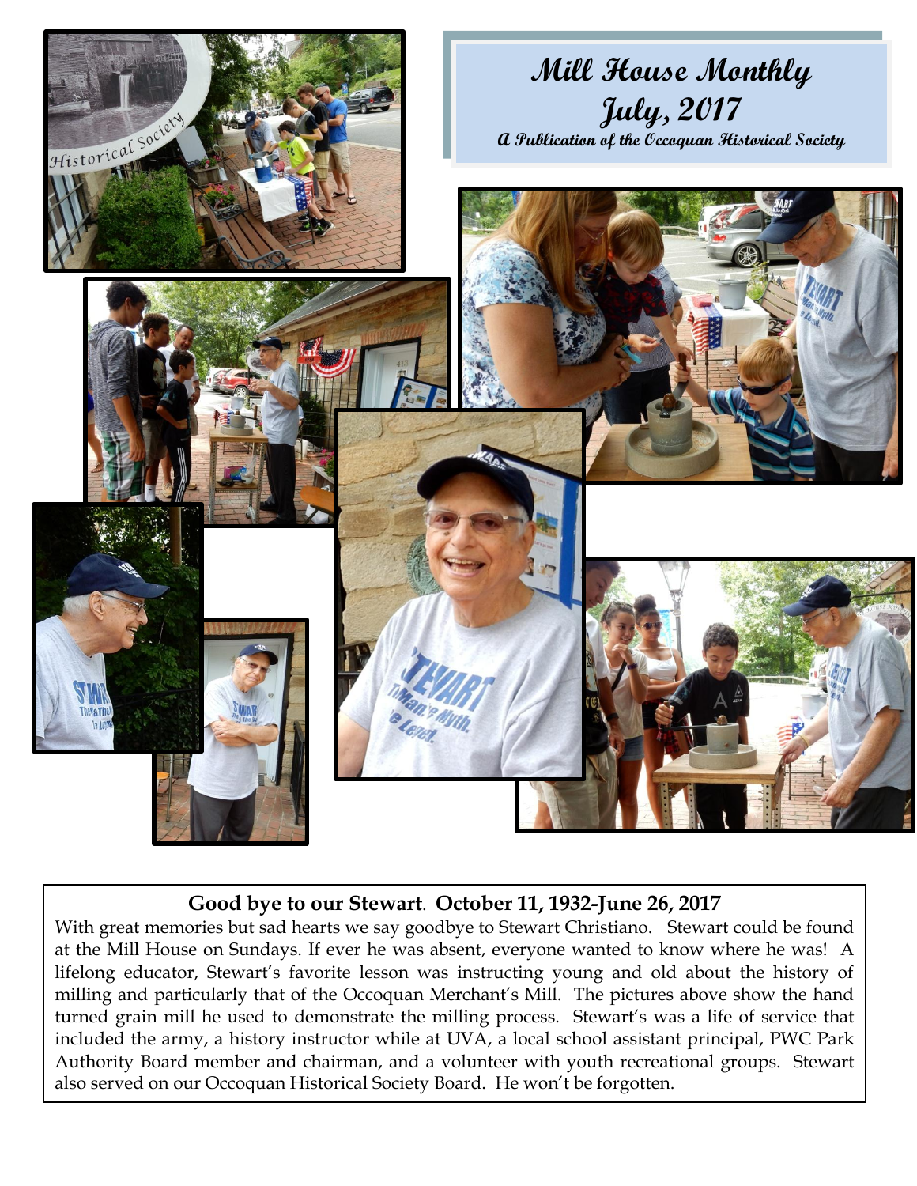# Mill House Monthly

## July, 2017

*A Publication of the Occoquan Historical Society*

**Good bye to our Stewart. October 11, 1932-June 26, 2017**

With great memories but sad hearts we say goodbye to Stewart Christiano. Stewart could be found at the Mill House on Sundays. If ever he was absent, everyone wanted to know where he was! A lifelong educator, Stewart's favorite lesson was instructing young and old about the history of milling and particularly that of the Occoquan Merchant's Mill. The pictures above show the hand turned grain mill he used to demonstrate the milling process. Stewart's was a life of service that included the army, a history instructor while at UVA, a local school assistant principal, PWC Park Authority Board member and chairman, and a volunteer with youth recreational groups. Stewart also served on our Occoquan Historical Society Board. He won't be forgotten.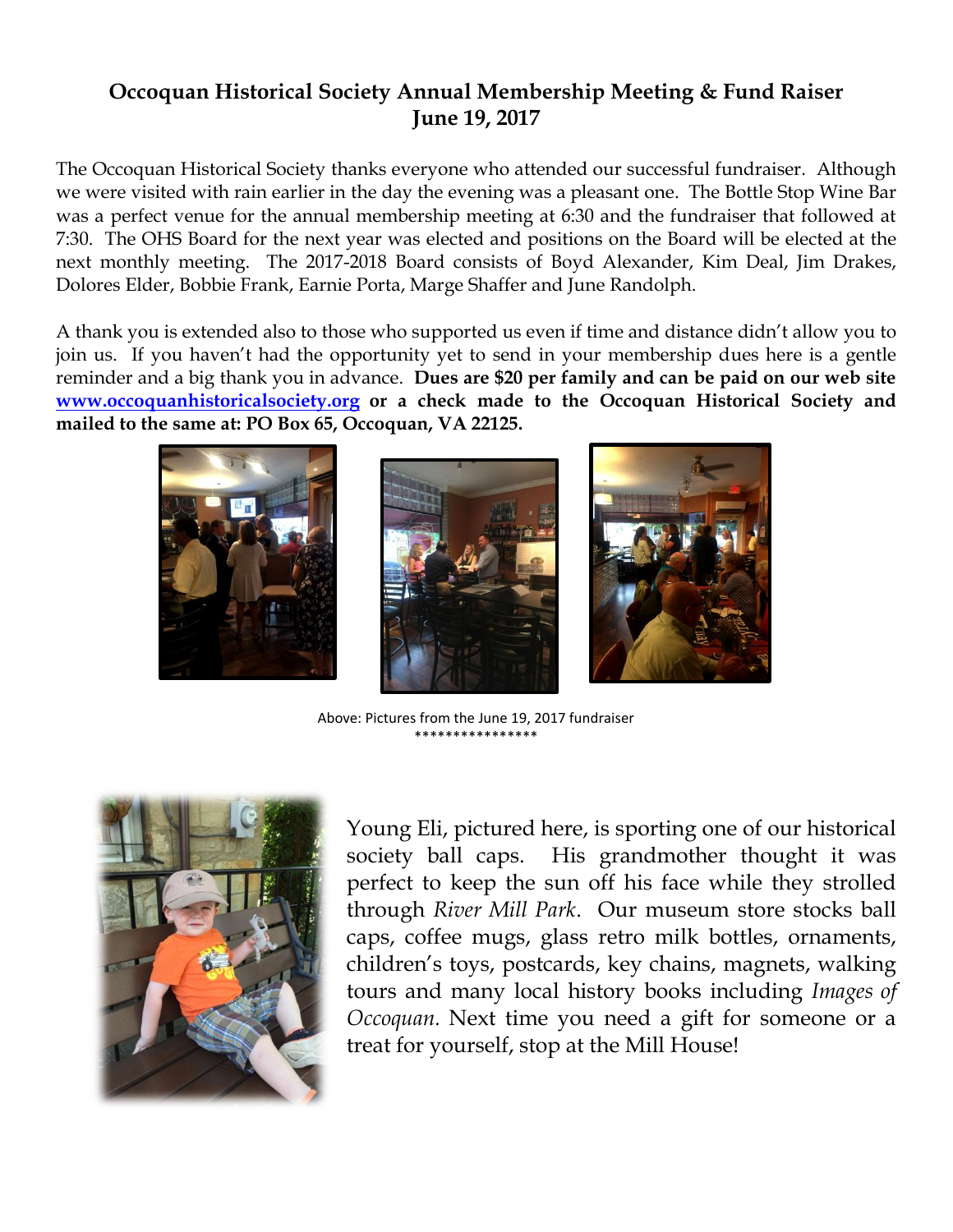# Occoquan Historical Society Annual Membership Meeting & Fund Raiser
## June 19, 2017

The Occoquan Historical Society thanks everyone who attended our successful fundraiser. Although we were visited with rain earlier in the day the evening was a pleasant one. The Bottle Stop Wine Bar was a perfect venue for the annual membership meeting at 6:30 and the fundraiser that followed at 7:30. The OHS Board for the next year was elected and positions on the Board will be elected at the next monthly meeting. The 2017-2018 Board consists of Boyd Alexander, Kim Deal, Jim Drakes, Dolores Elder, Bobbie Frank, Earnie Porta, Marge Shaffer and June Randolph.

A thank you is extended also to those who supported us even if time and distance didn't allow you to join us. If you haven't had the opportunity yet to send in your membership dues here is a gentle reminder and a big thank you in advance. **Dues are $20 per family and can be paid on our web site [www.occoquanhistoricalsociety.org](http://www.occoquanhistoricalsociety.org) or a check made to the Occoquan Historical Society and mailed to the same at: PO Box 65, Occoquan, VA 22125.**

Above: Pictures from the June 19, 2017 fundraiser

****************

Young Eli, pictured here, is sporting one of our historical society ball caps. His grandmother thought it was perfect to keep the sun off his face while they strolled through *River Mill Park*. Our museum store stocks ball caps, coffee mugs, glass retro milk bottles, ornaments, children's toys, postcards, key chains, magnets, walking tours and many local history books including *Images of Occoquan*. Next time you need a gift for someone or a treat for yourself, stop at the Mill House!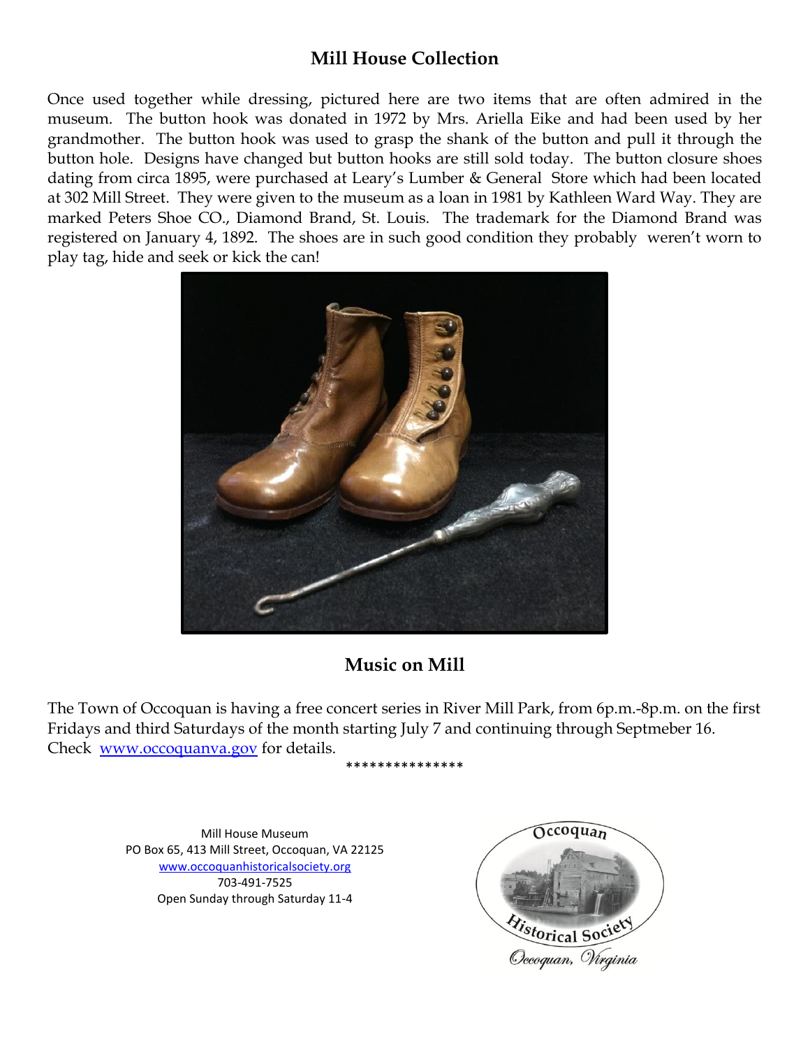## Mill House Collection

Once used together while dressing, pictured here are two items that are often admired in the museum. The button hook was donated in 1972 by Mrs. Ariella Eike and had been used by her grandmother. The button hook was used to grasp the shank of the button and pull it through the button hole. Designs have changed but button hooks are still sold today. The button closure shoes dating from circa 1895, were purchased at Leary's Lumber & General Store which had been located at 302 Mill Street. They were given to the museum as a loan in 1981 by Kathleen Ward Way. They are marked Peters Shoe CO., Diamond Brand, St. Louis. The trademark for the Diamond Brand was registered on January 4, 1892. The shoes are in such good condition they probably weren't worn to play tag, hide and seek or kick the can!

## Music on Mill

The Town of Occoquan is having a free concert series in River Mill Park, from 6p.m.-8p.m. on the first Fridays and third Saturdays of the month starting July 7 and continuing through Septmeber 16. Check [www.occoquanva.gov](http://www.occoquanva.gov) for details.

***************

Mill House Museum
PO Box 65, 413 Mill Street, Occoquan, VA 22125
[www.occoquanhistoricalsociety.org](http://www.occoquanhistoricalsociety.org)
703-491-7525
Open Sunday through Saturday 11-4

Occoquan Historical Society
Occoquan, Virginia